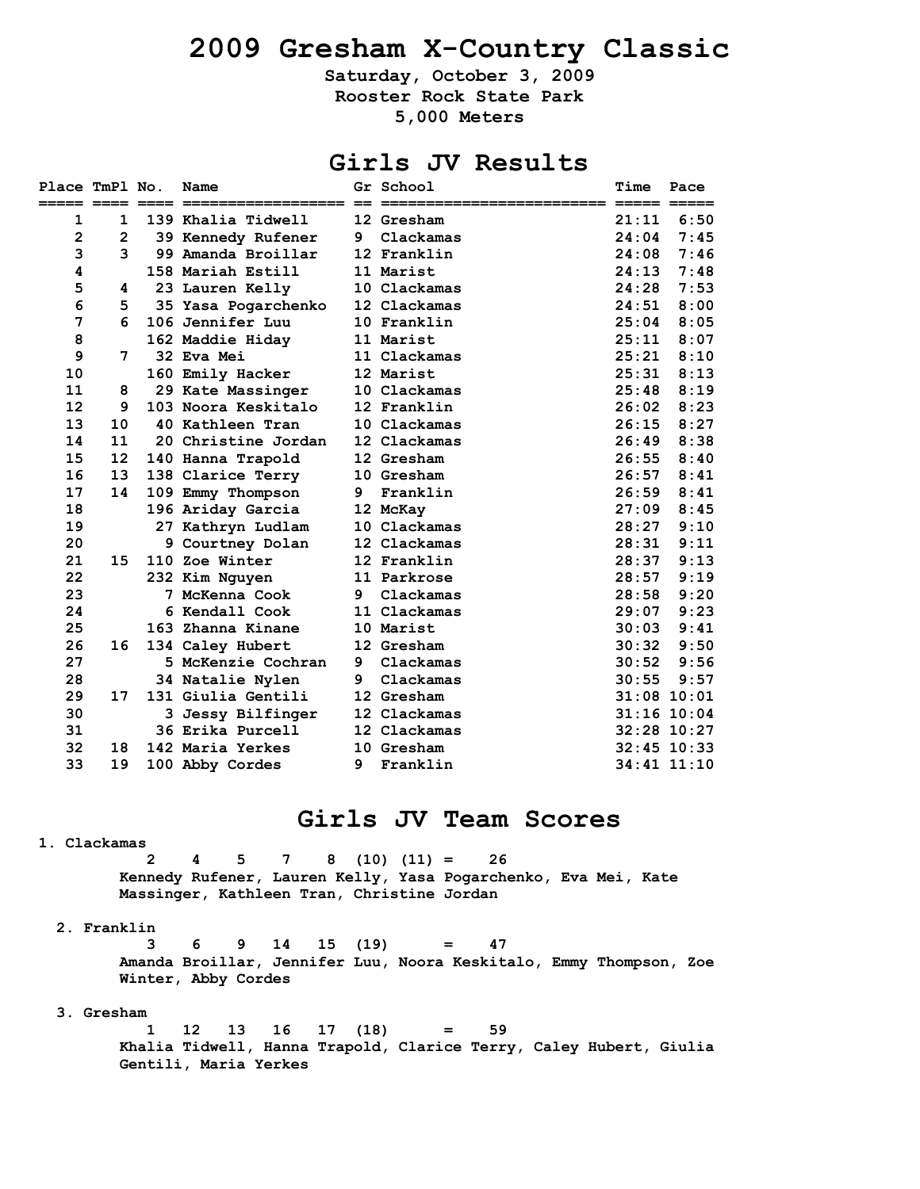# 2009 Gresham X-Country Classic

**Saturday, October 3, 2009**
**Rooster Rock State Park**
**5,000 Meters**

## Girls JV Results

| Place | TmPl | No. | Name | Gr | School | Time | Pace |
|---|---|---|---|---|---|---|---|
| 1 | 1 | 139 | Khalia Tidwell | 12 | Gresham | 21:11 | 6:50 |
| 2 | 2 | 39 | Kennedy Rufener | 9 | Clackamas | 24:04 | 7:45 |
| 3 | 3 | 99 | Amanda Broillar | 12 | Franklin | 24:08 | 7:46 |
| 4 | | 158 | Mariah Estill | 11 | Marist | 24:13 | 7:48 |
| 5 | 4 | 23 | Lauren Kelly | 10 | Clackamas | 24:28 | 7:53 |
| 6 | 5 | 35 | Yasa Pogarchenko | 12 | Clackamas | 24:51 | 8:00 |
| 7 | 6 | 106 | Jennifer Luu | 10 | Franklin | 25:04 | 8:05 |
| 8 | | 162 | Maddie Hiday | 11 | Marist | 25:11 | 8:07 |
| 9 | 7 | 32 | Eva Mei | 11 | Clackamas | 25:21 | 8:10 |
| 10 | | 160 | Emily Hacker | 12 | Marist | 25:31 | 8:13 |
| 11 | 8 | 29 | Kate Massinger | 10 | Clackamas | 25:48 | 8:19 |
| 12 | 9 | 103 | Noora Keskitalo | 12 | Franklin | 26:02 | 8:23 |
| 13 | 10 | 40 | Kathleen Tran | 10 | Clackamas | 26:15 | 8:27 |
| 14 | 11 | 20 | Christine Jordan | 12 | Clackamas | 26:49 | 8:38 |
| 15 | 12 | 140 | Hanna Trapold | 12 | Gresham | 26:55 | 8:40 |
| 16 | 13 | 138 | Clarice Terry | 10 | Gresham | 26:57 | 8:41 |
| 17 | 14 | 109 | Emmy Thompson | 9 | Franklin | 26:59 | 8:41 |
| 18 | | 196 | Ariday Garcia | 12 | McKay | 27:09 | 8:45 |
| 19 | | 27 | Kathryn Ludlam | 10 | Clackamas | 28:27 | 9:10 |
| 20 | | 9 | Courtney Dolan | 12 | Clackamas | 28:31 | 9:11 |
| 21 | 15 | 110 | Zoe Winter | 12 | Franklin | 28:37 | 9:13 |
| 22 | | 232 | Kim Nguyen | 11 | Parkrose | 28:57 | 9:19 |
| 23 | | 7 | McKenna Cook | 9 | Clackamas | 28:58 | 9:20 |
| 24 | | 6 | Kendall Cook | 11 | Clackamas | 29:07 | 9:23 |
| 25 | | 163 | Zhanna Kinane | 10 | Marist | 30:03 | 9:41 |
| 26 | 16 | 134 | Caley Hubert | 12 | Gresham | 30:32 | 9:50 |
| 27 | | 5 | McKenzie Cochran | 9 | Clackamas | 30:52 | 9:56 |
| 28 | | 34 | Natalie Nylen | 9 | Clackamas | 30:55 | 9:57 |
| 29 | 17 | 131 | Giulia Gentili | 12 | Gresham | 31:08 | 10:01 |
| 30 | | 3 | Jessy Bilfinger | 12 | Clackamas | 31:16 | 10:04 |
| 31 | | 36 | Erika Purcell | 12 | Clackamas | 32:28 | 10:27 |
| 32 | 18 | 142 | Maria Yerkes | 10 | Gresham | 32:45 | 10:33 |
| 33 | 19 | 100 | Abby Cordes | 9 | Franklin | 34:41 | 11:10 |

## Girls JV Team Scores

**1. Clackamas**

2 4 5 7 8 (10) (11) = 26

Kennedy Rufener, Lauren Kelly, Yasa Pogarchenko, Eva Mei, Kate Massinger, Kathleen Tran, Christine Jordan

**2. Franklin**

3 6 9 14 15 (19) = 47

Amanda Broillar, Jennifer Luu, Noora Keskitalo, Emmy Thompson, Zoe Winter, Abby Cordes

**3. Gresham**

1 12 13 16 17 (18) = 59

Khalia Tidwell, Hanna Trapold, Clarice Terry, Caley Hubert, Giulia Gentili, Maria Yerkes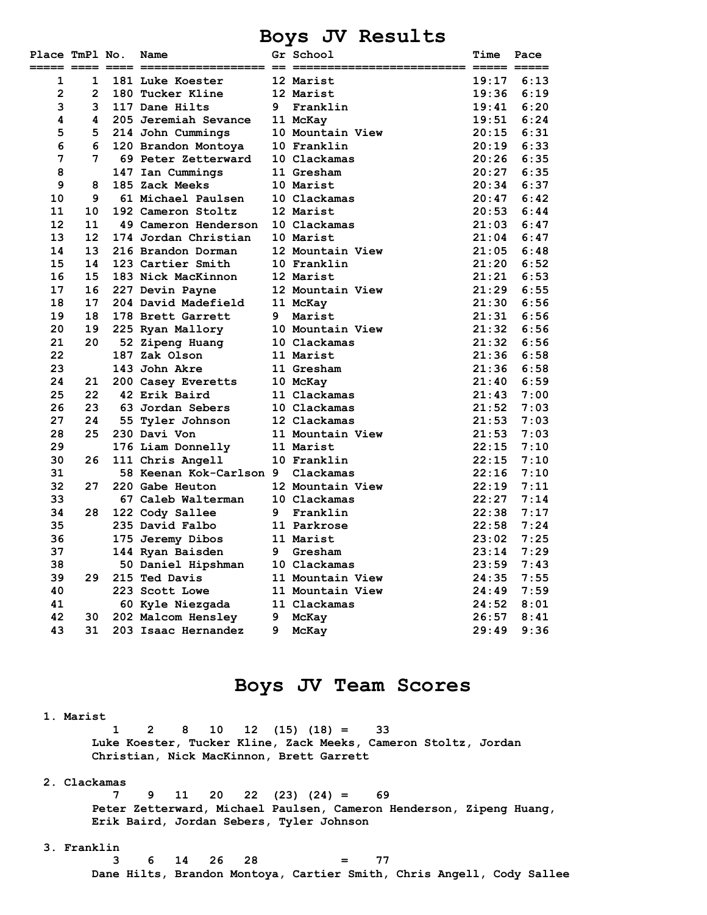# Boys JV Results

| Place | TmPl | No. | Name | Gr | School | Time | Pace |
|---|---|---|---|---|---|---|---|
| 1 | 1 | 181 | Luke Koester | 12 | Marist | 19:17 | 6:13 |
| 2 | 2 | 180 | Tucker Kline | 12 | Marist | 19:36 | 6:19 |
| 3 | 3 | 117 | Dane Hilts | 9 | Franklin | 19:41 | 6:20 |
| 4 | 4 | 205 | Jeremiah Sevance | 11 | McKay | 19:51 | 6:24 |
| 5 | 5 | 214 | John Cummings | 10 | Mountain View | 20:15 | 6:31 |
| 6 | 6 | 120 | Brandon Montoya | 10 | Franklin | 20:19 | 6:33 |
| 7 | 7 | 69 | Peter Zetterward | 10 | Clackamas | 20:26 | 6:35 |
| 8 | | 147 | Ian Cummings | 11 | Gresham | 20:27 | 6:35 |
| 9 | 8 | 185 | Zack Meeks | 10 | Marist | 20:34 | 6:37 |
| 10 | 9 | 61 | Michael Paulsen | 10 | Clackamas | 20:47 | 6:42 |
| 11 | 10 | 192 | Cameron Stoltz | 12 | Marist | 20:53 | 6:44 |
| 12 | 11 | 49 | Cameron Henderson | 10 | Clackamas | 21:03 | 6:47 |
| 13 | 12 | 174 | Jordan Christian | 10 | Marist | 21:04 | 6:47 |
| 14 | 13 | 216 | Brandon Dorman | 12 | Mountain View | 21:05 | 6:48 |
| 15 | 14 | 123 | Cartier Smith | 10 | Franklin | 21:20 | 6:52 |
| 16 | 15 | 183 | Nick MacKinnon | 12 | Marist | 21:21 | 6:53 |
| 17 | 16 | 227 | Devin Payne | 12 | Mountain View | 21:29 | 6:55 |
| 18 | 17 | 204 | David Madefield | 11 | McKay | 21:30 | 6:56 |
| 19 | 18 | 178 | Brett Garrett | 9 | Marist | 21:31 | 6:56 |
| 20 | 19 | 225 | Ryan Mallory | 10 | Mountain View | 21:32 | 6:56 |
| 21 | 20 | 52 | Zipeng Huang | 10 | Clackamas | 21:32 | 6:56 |
| 22 | | 187 | Zak Olson | 11 | Marist | 21:36 | 6:58 |
| 23 | | 143 | John Akre | 11 | Gresham | 21:36 | 6:58 |
| 24 | 21 | 200 | Casey Everetts | 10 | McKay | 21:40 | 6:59 |
| 25 | 22 | 42 | Erik Baird | 11 | Clackamas | 21:43 | 7:00 |
| 26 | 23 | 63 | Jordan Sebers | 10 | Clackamas | 21:52 | 7:03 |
| 27 | 24 | 55 | Tyler Johnson | 12 | Clackamas | 21:53 | 7:03 |
| 28 | 25 | 230 | Davi Von | 11 | Mountain View | 21:53 | 7:03 |
| 29 | | 176 | Liam Donnelly | 11 | Marist | 22:15 | 7:10 |
| 30 | 26 | 111 | Chris Angell | 10 | Franklin | 22:15 | 7:10 |
| 31 | | 58 | Keenan Kok-Carlson | 9 | Clackamas | 22:16 | 7:10 |
| 32 | 27 | 220 | Gabe Heuton | 12 | Mountain View | 22:19 | 7:11 |
| 33 | | 67 | Caleb Walterman | 10 | Clackamas | 22:27 | 7:14 |
| 34 | 28 | 122 | Cody Sallee | 9 | Franklin | 22:38 | 7:17 |
| 35 | | 235 | David Falbo | 11 | Parkrose | 22:58 | 7:24 |
| 36 | | 175 | Jeremy Dibos | 11 | Marist | 23:02 | 7:25 |
| 37 | | 144 | Ryan Baisden | 9 | Gresham | 23:14 | 7:29 |
| 38 | | 50 | Daniel Hipshman | 10 | Clackamas | 23:59 | 7:43 |
| 39 | 29 | 215 | Ted Davis | 11 | Mountain View | 24:35 | 7:55 |
| 40 | | 223 | Scott Lowe | 11 | Mountain View | 24:49 | 7:59 |
| 41 | | 60 | Kyle Niezgada | 11 | Clackamas | 24:52 | 8:01 |
| 42 | 30 | 202 | Malcom Hensley | 9 | McKay | 26:57 | 8:41 |
| 43 | 31 | 203 | Isaac Hernandez | 9 | McKay | 29:49 | 9:36 |

# Boys JV Team Scores

**1. Marist**

1 2 8 10 12 (15) (18) = 33

Luke Koester, Tucker Kline, Zack Meeks, Cameron Stoltz, Jordan Christian, Nick MacKinnon, Brett Garrett

**2. Clackamas**

7 9 11 20 22 (23) (24) = 69

Peter Zetterward, Michael Paulsen, Cameron Henderson, Zipeng Huang, Erik Baird, Jordan Sebers, Tyler Johnson

**3. Franklin**

3 6 14 26 28 = 77

Dane Hilts, Brandon Montoya, Cartier Smith, Chris Angell, Cody Sallee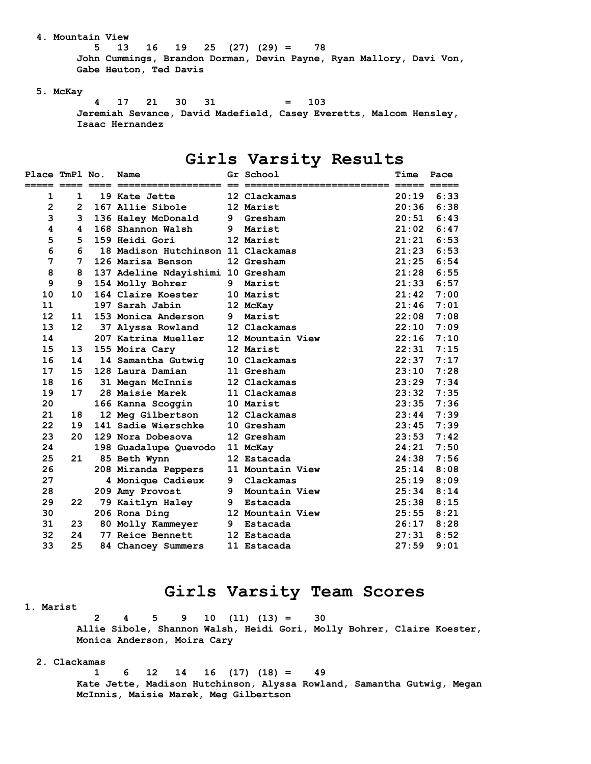4. Mountain View

5 13 16 19 25 (27) (29) = 78

John Cummings, Brandon Dorman, Devin Payne, Ryan Mallory, Davi Von, Gabe Heuton, Ted Davis

5. McKay

4 17 21 30 31 = 103

Jeremiah Sevance, David Madefield, Casey Everetts, Malcom Hensley, Isaac Hernandez

# Girls Varsity Results

| Place | TmPl | No. | Name | Gr | School | Time | Pace |
|---|---|---|---|---|---|---|---|
| 1 | 1 | 19 | Kate Jette | 12 | Clackamas | 20:19 | 6:33 |
| 2 | 2 | 167 | Allie Sibole | 12 | Marist | 20:36 | 6:38 |
| 3 | 3 | 136 | Haley McDonald | 9 | Gresham | 20:51 | 6:43 |
| 4 | 4 | 168 | Shannon Walsh | 9 | Marist | 21:02 | 6:47 |
| 5 | 5 | 159 | Heidi Gori | 12 | Marist | 21:21 | 6:53 |
| 6 | 6 | 18 | Madison Hutchinson | 11 | Clackamas | 21:23 | 6:53 |
| 7 | 7 | 126 | Marisa Benson | 12 | Gresham | 21:25 | 6:54 |
| 8 | 8 | 137 | Adeline Ndayishimi | 10 | Gresham | 21:28 | 6:55 |
| 9 | 9 | 154 | Molly Bohrer | 9 | Marist | 21:33 | 6:57 |
| 10 | 10 | 164 | Claire Koester | 10 | Marist | 21:42 | 7:00 |
| 11 | | 197 | Sarah Jabin | 12 | McKay | 21:46 | 7:01 |
| 12 | 11 | 153 | Monica Anderson | 9 | Marist | 22:08 | 7:08 |
| 13 | 12 | 37 | Alyssa Rowland | 12 | Clackamas | 22:10 | 7:09 |
| 14 | | 207 | Katrina Mueller | 12 | Mountain View | 22:16 | 7:10 |
| 15 | 13 | 155 | Moira Cary | 12 | Marist | 22:31 | 7:15 |
| 16 | 14 | 14 | Samantha Gutwig | 10 | Clackamas | 22:37 | 7:17 |
| 17 | 15 | 128 | Laura Damian | 11 | Gresham | 23:10 | 7:28 |
| 18 | 16 | 31 | Megan McInnis | 12 | Clackamas | 23:29 | 7:34 |
| 19 | 17 | 28 | Maisie Marek | 11 | Clackamas | 23:32 | 7:35 |
| 20 | | 166 | Kanna Scoggin | 10 | Marist | 23:35 | 7:36 |
| 21 | 18 | 12 | Meg Gilbertson | 12 | Clackamas | 23:44 | 7:39 |
| 22 | 19 | 141 | Sadie Wierschke | 10 | Gresham | 23:45 | 7:39 |
| 23 | 20 | 129 | Nora Dobesova | 12 | Gresham | 23:53 | 7:42 |
| 24 | | 198 | Guadalupe Quevodo | 11 | McKay | 24:21 | 7:50 |
| 25 | 21 | 85 | Beth Wynn | 12 | Estacada | 24:38 | 7:56 |
| 26 | | 208 | Miranda Peppers | 11 | Mountain View | 25:14 | 8:08 |
| 27 | | 4 | Monique Cadieux | 9 | Clackamas | 25:19 | 8:09 |
| 28 | | 209 | Amy Provost | 9 | Mountain View | 25:34 | 8:14 |
| 29 | 22 | 79 | Kaitlyn Haley | 9 | Estacada | 25:38 | 8:15 |
| 30 | | 206 | Rona Ding | 12 | Mountain View | 25:55 | 8:21 |
| 31 | 23 | 80 | Molly Kammeyer | 9 | Estacada | 26:17 | 8:28 |
| 32 | 24 | 77 | Reice Bennett | 12 | Estacada | 27:31 | 8:52 |
| 33 | 25 | 84 | Chancey Summers | 11 | Estacada | 27:59 | 9:01 |

# Girls Varsity Team Scores

1. Marist

2 4 5 9 10 (11) (13) = 30

Allie Sibole, Shannon Walsh, Heidi Gori, Molly Bohrer, Claire Koester, Monica Anderson, Moira Cary

2. Clackamas

1 6 12 14 16 (17) (18) = 49

Kate Jette, Madison Hutchinson, Alyssa Rowland, Samantha Gutwig, Megan McInnis, Maisie Marek, Meg Gilbertson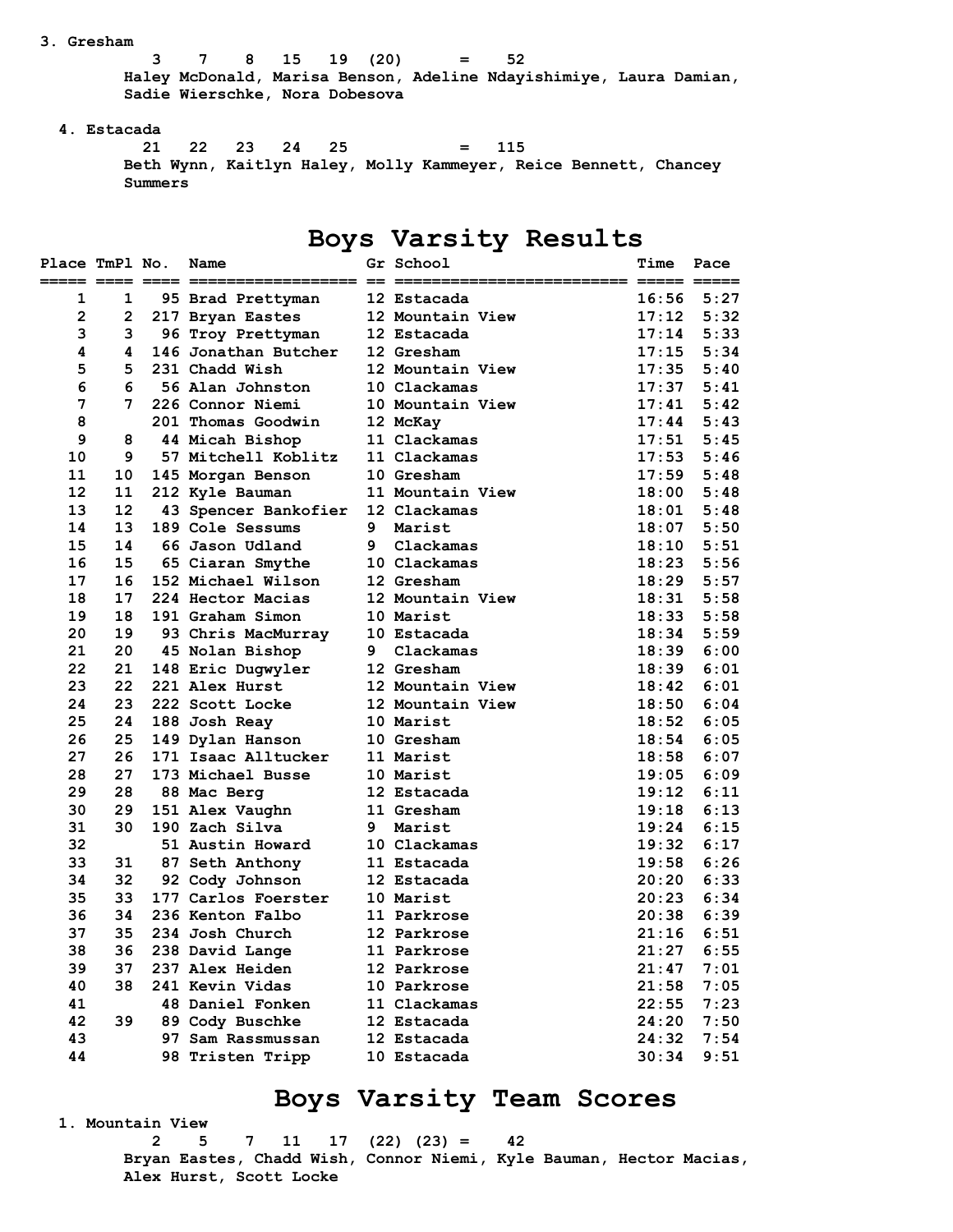3. Gresham

3 7 8 15 19 (20) = 52

Haley McDonald, Marisa Benson, Adeline Ndayishimiye, Laura Damian, Sadie Wierschke, Nora Dobesova

4. Estacada

21 22 23 24 25 = 115

Beth Wynn, Kaitlyn Haley, Molly Kammeyer, Reice Bennett, Chancey Summers

# Boys Varsity Results

| Place | TmPl | No. | Name | Gr | School | Time | Pace |
|---|---|---|---|---|---|---|---|
| 1 | 1 | 95 | Brad Prettyman | 12 | Estacada | 16:56 | 5:27 |
| 2 | 2 | 217 | Bryan Eastes | 12 | Mountain View | 17:12 | 5:32 |
| 3 | 3 | 96 | Troy Prettyman | 12 | Estacada | 17:14 | 5:33 |
| 4 | 4 | 146 | Jonathan Butcher | 12 | Gresham | 17:15 | 5:34 |
| 5 | 5 | 231 | Chadd Wish | 12 | Mountain View | 17:35 | 5:40 |
| 6 | 6 | 56 | Alan Johnston | 10 | Clackamas | 17:37 | 5:41 |
| 7 | 7 | 226 | Connor Niemi | 10 | Mountain View | 17:41 | 5:42 |
| 8 | | 201 | Thomas Goodwin | 12 | McKay | 17:44 | 5:43 |
| 9 | 8 | 44 | Micah Bishop | 11 | Clackamas | 17:51 | 5:45 |
| 10 | 9 | 57 | Mitchell Koblitz | 11 | Clackamas | 17:53 | 5:46 |
| 11 | 10 | 145 | Morgan Benson | 10 | Gresham | 17:59 | 5:48 |
| 12 | 11 | 212 | Kyle Bauman | 11 | Mountain View | 18:00 | 5:48 |
| 13 | 12 | 43 | Spencer Bankofier | 12 | Clackamas | 18:01 | 5:48 |
| 14 | 13 | 189 | Cole Sessums | 9 | Marist | 18:07 | 5:50 |
| 15 | 14 | 66 | Jason Udland | 9 | Clackamas | 18:10 | 5:51 |
| 16 | 15 | 65 | Ciaran Smythe | 10 | Clackamas | 18:23 | 5:56 |
| 17 | 16 | 152 | Michael Wilson | 12 | Gresham | 18:29 | 5:57 |
| 18 | 17 | 224 | Hector Macias | 12 | Mountain View | 18:31 | 5:58 |
| 19 | 18 | 191 | Graham Simon | 10 | Marist | 18:33 | 5:58 |
| 20 | 19 | 93 | Chris MacMurray | 10 | Estacada | 18:34 | 5:59 |
| 21 | 20 | 45 | Nolan Bishop | 9 | Clackamas | 18:39 | 6:00 |
| 22 | 21 | 148 | Eric Dugwyler | 12 | Gresham | 18:39 | 6:01 |
| 23 | 22 | 221 | Alex Hurst | 12 | Mountain View | 18:42 | 6:01 |
| 24 | 23 | 222 | Scott Locke | 12 | Mountain View | 18:50 | 6:04 |
| 25 | 24 | 188 | Josh Reay | 10 | Marist | 18:52 | 6:05 |
| 26 | 25 | 149 | Dylan Hanson | 10 | Gresham | 18:54 | 6:05 |
| 27 | 26 | 171 | Isaac Alltucker | 11 | Marist | 18:58 | 6:07 |
| 28 | 27 | 173 | Michael Busse | 10 | Marist | 19:05 | 6:09 |
| 29 | 28 | 88 | Mac Berg | 12 | Estacada | 19:12 | 6:11 |
| 30 | 29 | 151 | Alex Vaughn | 11 | Gresham | 19:18 | 6:13 |
| 31 | 30 | 190 | Zach Silva | 9 | Marist | 19:24 | 6:15 |
| 32 | | 51 | Austin Howard | 10 | Clackamas | 19:32 | 6:17 |
| 33 | 31 | 87 | Seth Anthony | 11 | Estacada | 19:58 | 6:26 |
| 34 | 32 | 92 | Cody Johnson | 12 | Estacada | 20:20 | 6:33 |
| 35 | 33 | 177 | Carlos Foerster | 10 | Marist | 20:23 | 6:34 |
| 36 | 34 | 236 | Kenton Falbo | 11 | Parkrose | 20:38 | 6:39 |
| 37 | 35 | 234 | Josh Church | 12 | Parkrose | 21:16 | 6:51 |
| 38 | 36 | 238 | David Lange | 11 | Parkrose | 21:27 | 6:55 |
| 39 | 37 | 237 | Alex Heiden | 12 | Parkrose | 21:47 | 7:01 |
| 40 | 38 | 241 | Kevin Vidas | 10 | Parkrose | 21:58 | 7:05 |
| 41 | | 48 | Daniel Fonken | 11 | Clackamas | 22:55 | 7:23 |
| 42 | 39 | 89 | Cody Buschke | 12 | Estacada | 24:20 | 7:50 |
| 43 | | 97 | Sam Rassmussan | 12 | Estacada | 24:32 | 7:54 |
| 44 | | 98 | Tristen Tripp | 10 | Estacada | 30:34 | 9:51 |

# Boys Varsity Team Scores

1. Mountain View

2 5 7 11 17 (22) (23) = 42

Bryan Eastes, Chadd Wish, Connor Niemi, Kyle Bauman, Hector Macias, Alex Hurst, Scott Locke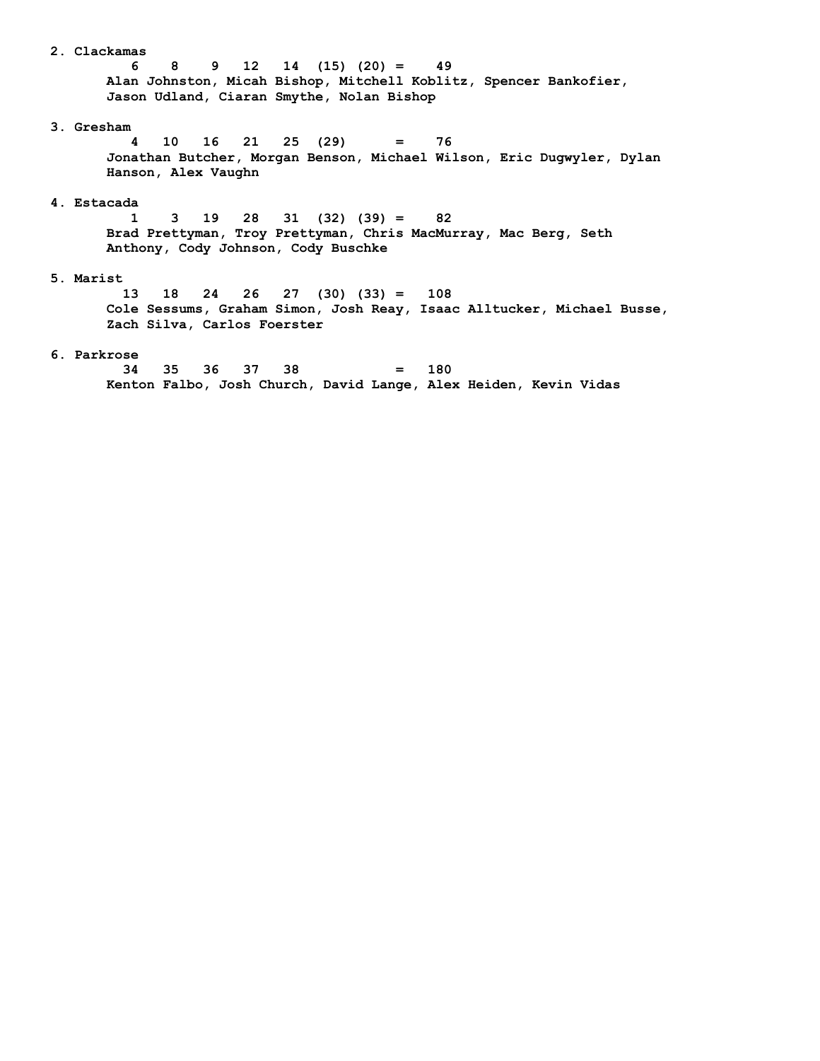2. Clackamas
```
        6    8    9   12   14  (15) (20) =    49
```
Alan Johnston, Micah Bishop, Mitchell Koblitz, Spencer Bankofier, Jason Udland, Ciaran Smythe, Nolan Bishop

3. Gresham
```
        4   10   16   21   25  (29)      =    76
```
Jonathan Butcher, Morgan Benson, Michael Wilson, Eric Dugwyler, Dylan Hanson, Alex Vaughn

4. Estacada
```
        1    3   19   28   31  (32) (39) =    82
```
Brad Prettyman, Troy Prettyman, Chris MacMurray, Mac Berg, Seth Anthony, Cody Johnson, Cody Buschke

5. Marist
```
       13   18   24   26   27  (30) (33) =   108
```
Cole Sessums, Graham Simon, Josh Reay, Isaac Alltucker, Michael Busse, Zach Silva, Carlos Foerster

6. Parkrose
```
       34   35   36   37   38            =   180
```
Kenton Falbo, Josh Church, David Lange, Alex Heiden, Kevin Vidas